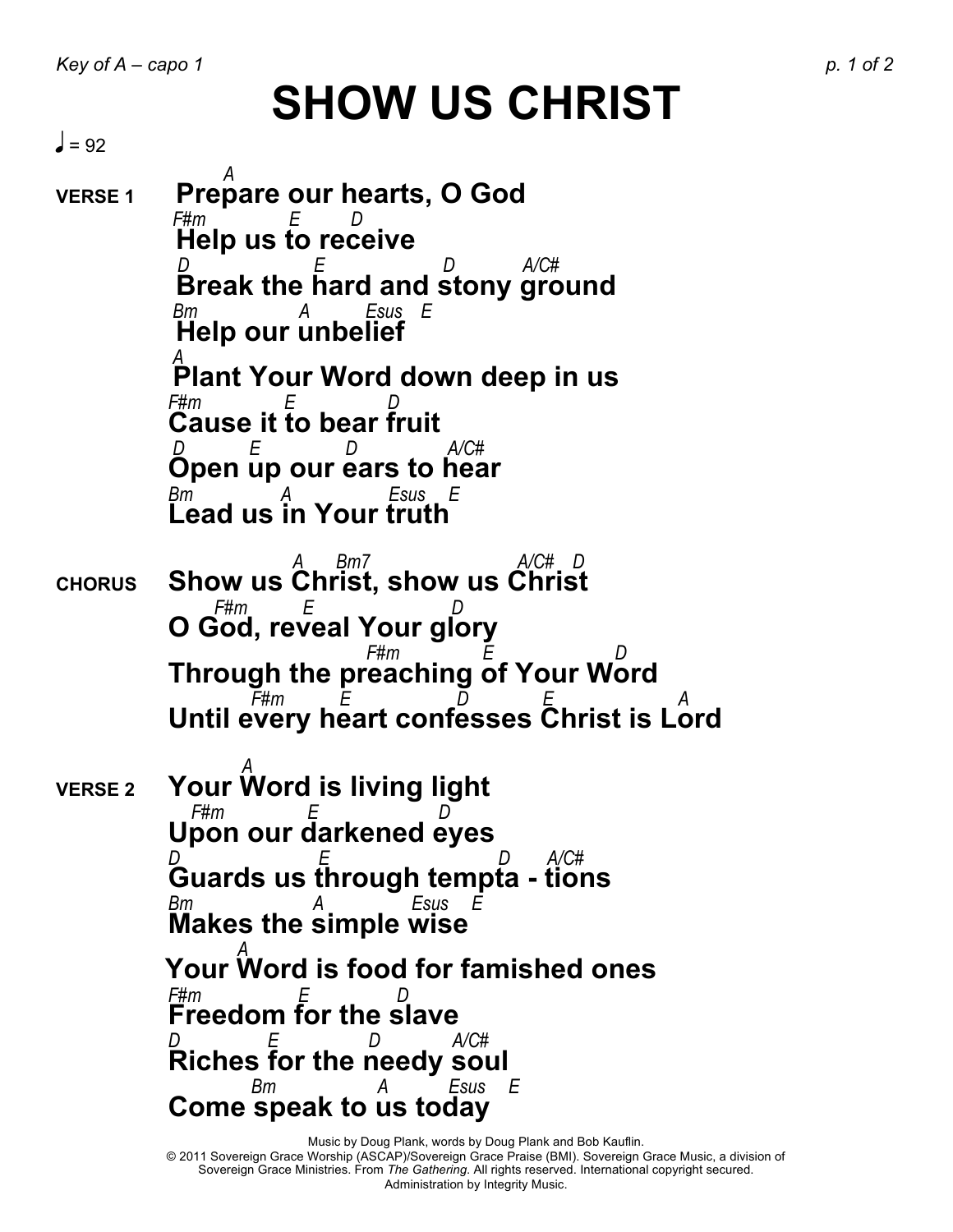Key of A – capo 1

# SHOW US CHRIST

♩ = 92

**VERSE 1**

```
       A
 Prepare our hearts, O God
F#m          E       D
 Help us to receive
 D              E            D        A/C#
 Break the hard and stony ground
Bm            A        Esus   E
 Help our unbelief
A
 Plant Your Word down deep in us
F#m          E          D
Cause it to bear fruit
 D       E         D           A/C#
Open up our ears to hear
Bm          A            Esus    E
Lead us in Your truth
```

**CHORUS**

```
              A     Bm7                A/C#  D
Show us Christ, show us Christ
       F#m      E            D
O God, reveal Your glory
                         F#m            E            D
Through the preaching of Your Word
              F#m       E           D          E           A
Until every heart confesses Christ is Lord
```

**VERSE 2**

```
           A
Your Word is living light
   F#m           E             D
Upon our darkened eyes
D                  E                D      A/C#
Guards us through tempta - tions
Bm                A           Esus    E
Makes the simple wise
           A
Your Word is food for famished ones
F#m            E          D
Freedom for the slave
D          E              D          A/C#
Riches for the needy soul
          Bm               A        Esus    E
Come speak to us today
```

Music by Doug Plank, words by Doug Plank and Bob Kauflin.
© 2011 Sovereign Grace Worship (ASCAP)/Sovereign Grace Praise (BMI). Sovereign Grace Music, a division of Sovereign Grace Ministries. From *The Gathering*. All rights reserved. International copyright secured. Administration by Integrity Music.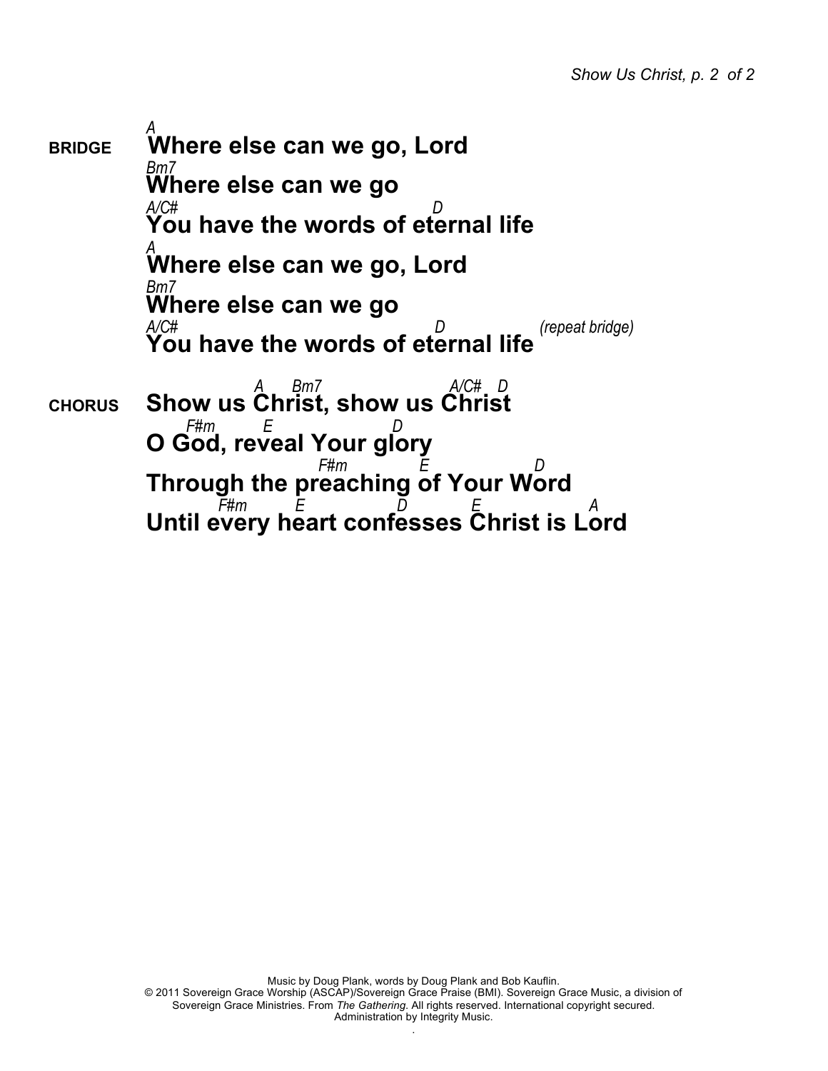**BRIDGE**

```
A
Where else can we go, Lord
Bm7
Where else can we go
A/C#                        D
You have the words of eternal life
A
Where else can we go, Lord
Bm7
Where else can we go
A/C#                        D
You have the words of eternal life    (repeat bridge)
```

**CHORUS**

```
          A    Bm7               A/C#  D
Show us Christ, show us Christ
   F#m      E           D
O God, reveal Your glory
                   F#m        E           D
Through the preaching of Your Word
        F#m       E           D       E          A
Until every heart confesses Christ is Lord
```

Music by Doug Plank, words by Doug Plank and Bob Kauflin.
© 2011 Sovereign Grace Worship (ASCAP)/Sovereign Grace Praise (BMI). Sovereign Grace Music, a division of Sovereign Grace Ministries. From *The Gathering*. All rights reserved. International copyright secured. Administration by Integrity Music.